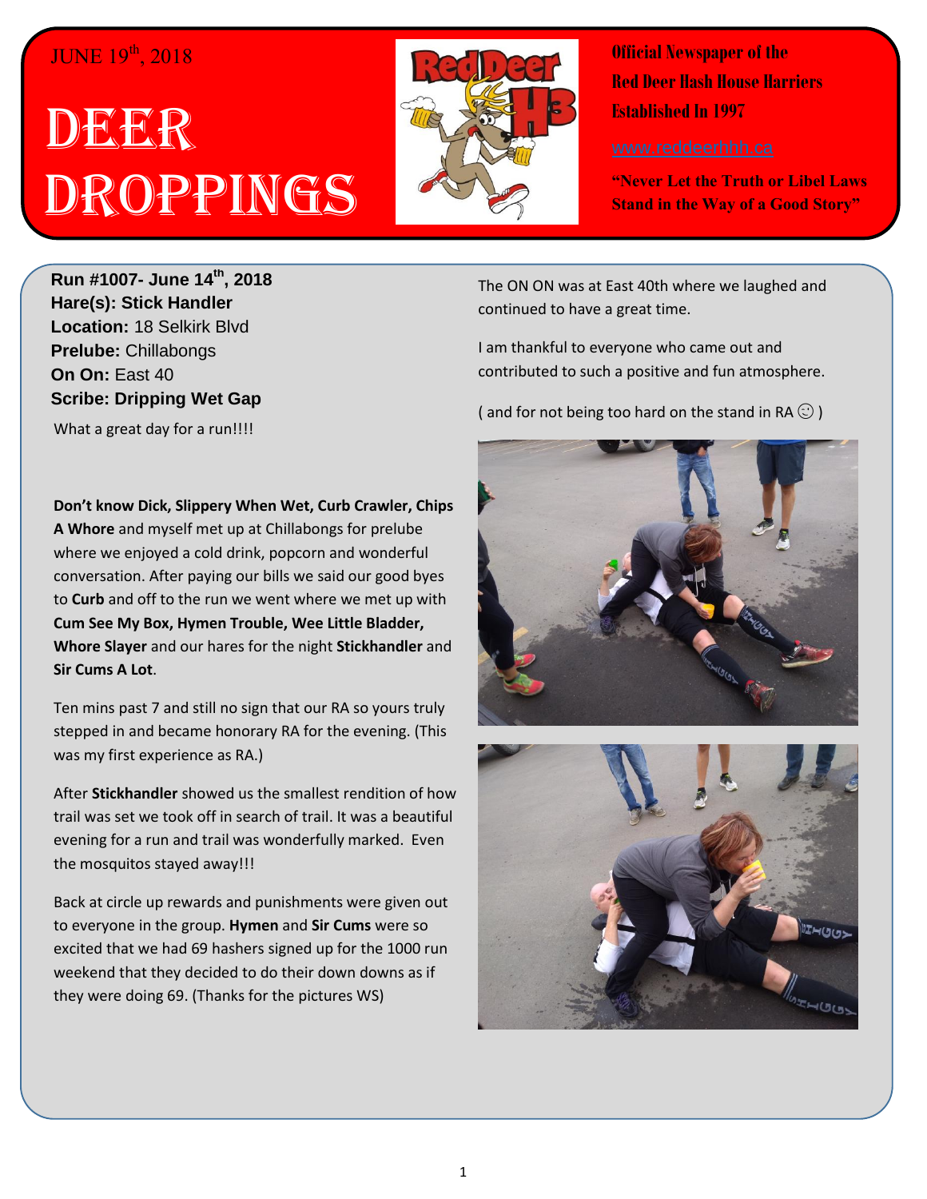JUNE 19th, 2018

# DEER DROPPINGS

**Official Newspaper of the Red Deer Hash House Harriers Established In 1997**

www.reddeerhhh.ca

**"Never Let the Truth or Libel Laws Stand in the Way of a Good Story"**

**Run #1007- June 14th, 2018**
**Hare(s): Stick Handler**
**Location:** 18 Selkirk Blvd
**Prelube:** Chillabongs
**On On:** East 40
**Scribe: Dripping Wet Gap**

What a great day for a run!!!!

**Don't know Dick, Slippery When Wet, Curb Crawler, Chips A Whore** and myself met up at Chillabongs for prelube where we enjoyed a cold drink, popcorn and wonderful conversation. After paying our bills we said our good byes to **Curb** and off to the run we went where we met up with **Cum See My Box, Hymen Trouble, Wee Little Bladder, Whore Slayer** and our hares for the night **Stickhandler** and **Sir Cums A Lot**.

Ten mins past 7 and still no sign that our RA so yours truly stepped in and became honorary RA for the evening. (This was my first experience as RA.)

After **Stickhandler** showed us the smallest rendition of how trail was set we took off in search of trail. It was a beautiful evening for a run and trail was wonderfully marked. Even the mosquitos stayed away!!!

Back at circle up rewards and punishments were given out to everyone in the group. **Hymen** and **Sir Cums** were so excited that we had 69 hashers signed up for the 1000 run weekend that they decided to do their down downs as if they were doing 69. (Thanks for the pictures WS)

The ON ON was at East 40th where we laughed and continued to have a great time.

I am thankful to everyone who came out and contributed to such a positive and fun atmosphere.

( and for not being too hard on the stand in RA ☺ )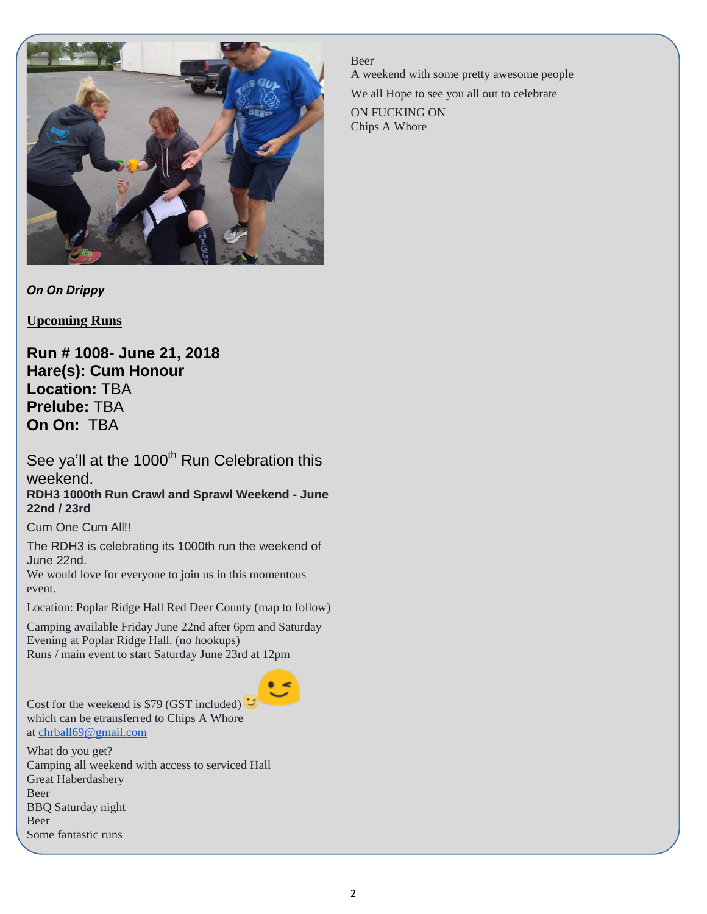***On On Drippy***

**Upcoming Runs**

**Run # 1008- June 21, 2018**
**Hare(s): Cum Honour**
**Location:** TBA
**Prelube:** TBA
**On On:** TBA

See ya'll at the 1000th Run Celebration this weekend.

**RDH3 1000th Run Crawl and Sprawl Weekend - June 22nd / 23rd**

Cum One Cum All!!

The RDH3 is celebrating its 1000th run the weekend of June 22nd.
We would love for everyone to join us in this momentous event.

Location: Poplar Ridge Hall Red Deer County (map to follow)

Camping available Friday June 22nd after 6pm and Saturday Evening at Poplar Ridge Hall. (no hookups)
Runs / main event to start Saturday June 23rd at 12pm

Cost for the weekend is $79 (GST included) 😉
which can be etransferred to Chips A Whore
at chrball69@gmail.com

What do you get?
Camping all weekend with access to serviced Hall
Great Haberdashery
Beer
BBQ Saturday night
Beer
Some fantastic runs
Beer
A weekend with some pretty awesome people

We all Hope to see you all out to celebrate

ON FUCKING ON
Chips A Whore